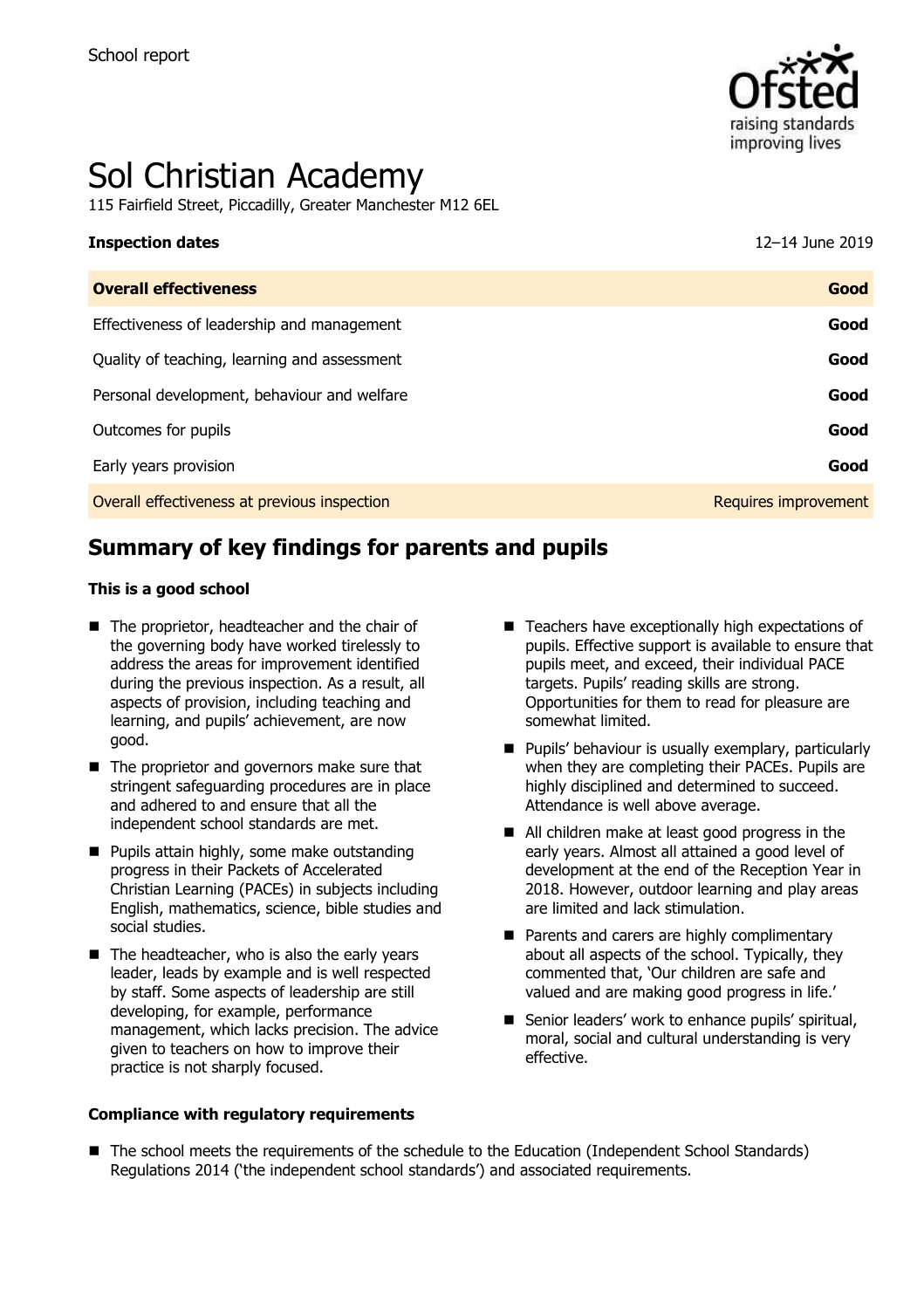School report

# Sol Christian Academy

115 Fairfield Street, Piccadilly, Greater Manchester M12 6EL

| **Inspection dates** | 12–14 June 2019 |
| --- | --- |
| **Overall effectiveness** | **Good** |
| Effectiveness of leadership and management | **Good** |
| Quality of teaching, learning and assessment | **Good** |
| Personal development, behaviour and welfare | **Good** |
| Outcomes for pupils | **Good** |
| Early years provision | **Good** |
| Overall effectiveness at previous inspection | Requires improvement |

## Summary of key findings for parents and pupils

**This is a good school**

- The proprietor, headteacher and the chair of the governing body have worked tirelessly to address the areas for improvement identified during the previous inspection. As a result, all aspects of provision, including teaching and learning, and pupils' achievement, are now good.
- The proprietor and governors make sure that stringent safeguarding procedures are in place and adhered to and ensure that all the independent school standards are met.
- Pupils attain highly, some make outstanding progress in their Packets of Accelerated Christian Learning (PACEs) in subjects including English, mathematics, science, bible studies and social studies.
- The headteacher, who is also the early years leader, leads by example and is well respected by staff. Some aspects of leadership are still developing, for example, performance management, which lacks precision. The advice given to teachers on how to improve their practice is not sharply focused.
- Teachers have exceptionally high expectations of pupils. Effective support is available to ensure that pupils meet, and exceed, their individual PACE targets. Pupils' reading skills are strong. Opportunities for them to read for pleasure are somewhat limited.
- Pupils' behaviour is usually exemplary, particularly when they are completing their PACEs. Pupils are highly disciplined and determined to succeed. Attendance is well above average.
- All children make at least good progress in the early years. Almost all attained a good level of development at the end of the Reception Year in 2018. However, outdoor learning and play areas are limited and lack stimulation.
- Parents and carers are highly complimentary about all aspects of the school. Typically, they commented that, 'Our children are safe and valued and are making good progress in life.'
- Senior leaders' work to enhance pupils' spiritual, moral, social and cultural understanding is very effective.

**Compliance with regulatory requirements**

- The school meets the requirements of the schedule to the Education (Independent School Standards) Regulations 2014 ('the independent school standards') and associated requirements.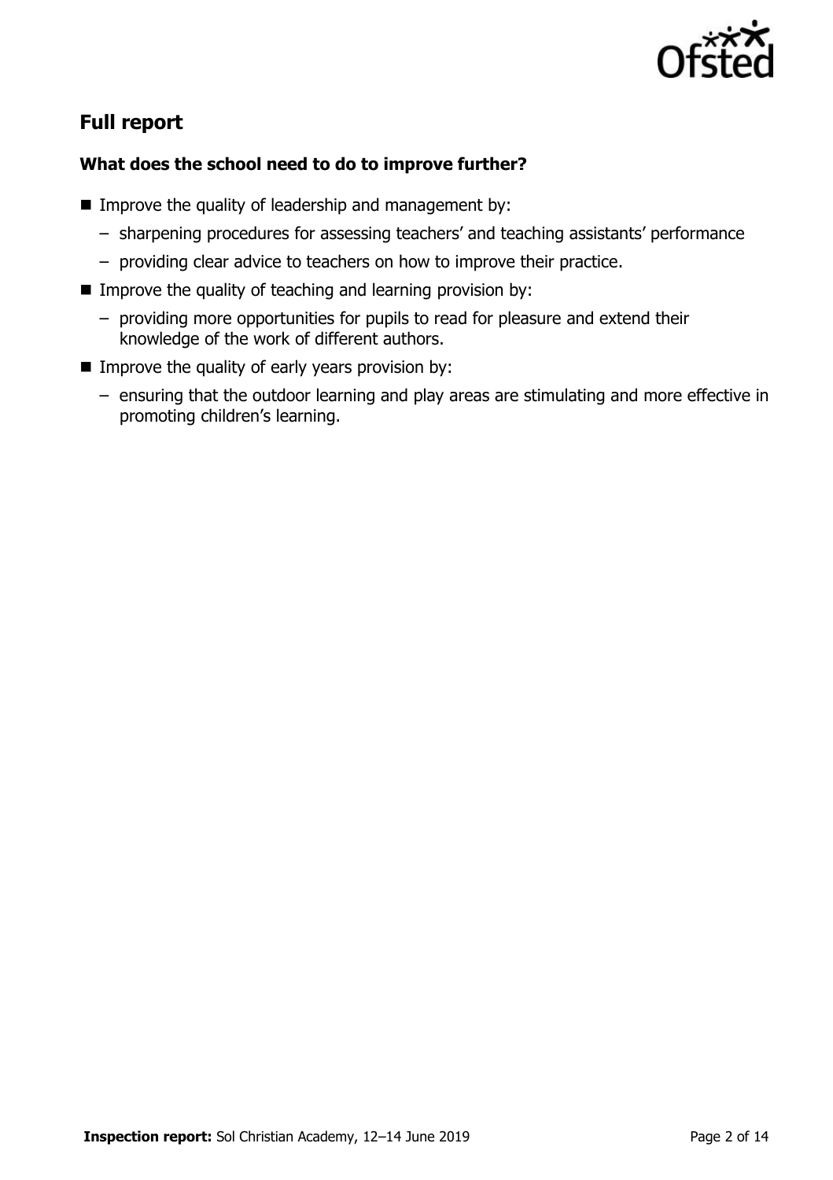## Full report

### What does the school need to do to improve further?

- Improve the quality of leadership and management by:
  - sharpening procedures for assessing teachers' and teaching assistants' performance
  - providing clear advice to teachers on how to improve their practice.
- Improve the quality of teaching and learning provision by:
  - providing more opportunities for pupils to read for pleasure and extend their knowledge of the work of different authors.
- Improve the quality of early years provision by:
  - ensuring that the outdoor learning and play areas are stimulating and more effective in promoting children's learning.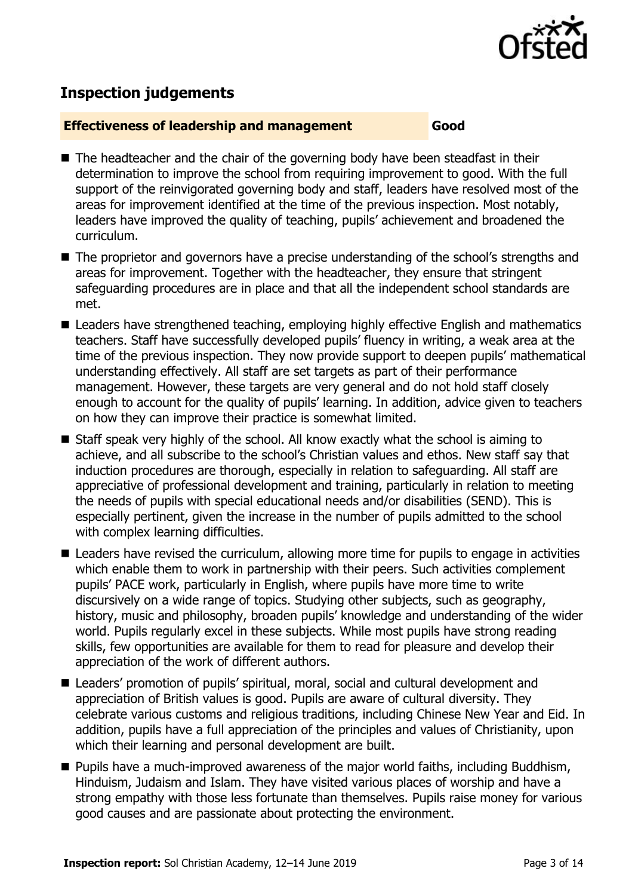## Inspection judgements

**Effectiveness of leadership and management** **Good**

- The headteacher and the chair of the governing body have been steadfast in their determination to improve the school from requiring improvement to good. With the full support of the reinvigorated governing body and staff, leaders have resolved most of the areas for improvement identified at the time of the previous inspection. Most notably, leaders have improved the quality of teaching, pupils' achievement and broadened the curriculum.
- The proprietor and governors have a precise understanding of the school's strengths and areas for improvement. Together with the headteacher, they ensure that stringent safeguarding procedures are in place and that all the independent school standards are met.
- Leaders have strengthened teaching, employing highly effective English and mathematics teachers. Staff have successfully developed pupils' fluency in writing, a weak area at the time of the previous inspection. They now provide support to deepen pupils' mathematical understanding effectively. All staff are set targets as part of their performance management. However, these targets are very general and do not hold staff closely enough to account for the quality of pupils' learning. In addition, advice given to teachers on how they can improve their practice is somewhat limited.
- Staff speak very highly of the school. All know exactly what the school is aiming to achieve, and all subscribe to the school's Christian values and ethos. New staff say that induction procedures are thorough, especially in relation to safeguarding. All staff are appreciative of professional development and training, particularly in relation to meeting the needs of pupils with special educational needs and/or disabilities (SEND). This is especially pertinent, given the increase in the number of pupils admitted to the school with complex learning difficulties.
- Leaders have revised the curriculum, allowing more time for pupils to engage in activities which enable them to work in partnership with their peers. Such activities complement pupils' PACE work, particularly in English, where pupils have more time to write discursively on a wide range of topics. Studying other subjects, such as geography, history, music and philosophy, broaden pupils' knowledge and understanding of the wider world. Pupils regularly excel in these subjects. While most pupils have strong reading skills, few opportunities are available for them to read for pleasure and develop their appreciation of the work of different authors.
- Leaders' promotion of pupils' spiritual, moral, social and cultural development and appreciation of British values is good. Pupils are aware of cultural diversity. They celebrate various customs and religious traditions, including Chinese New Year and Eid. In addition, pupils have a full appreciation of the principles and values of Christianity, upon which their learning and personal development are built.
- Pupils have a much-improved awareness of the major world faiths, including Buddhism, Hinduism, Judaism and Islam. They have visited various places of worship and have a strong empathy with those less fortunate than themselves. Pupils raise money for various good causes and are passionate about protecting the environment.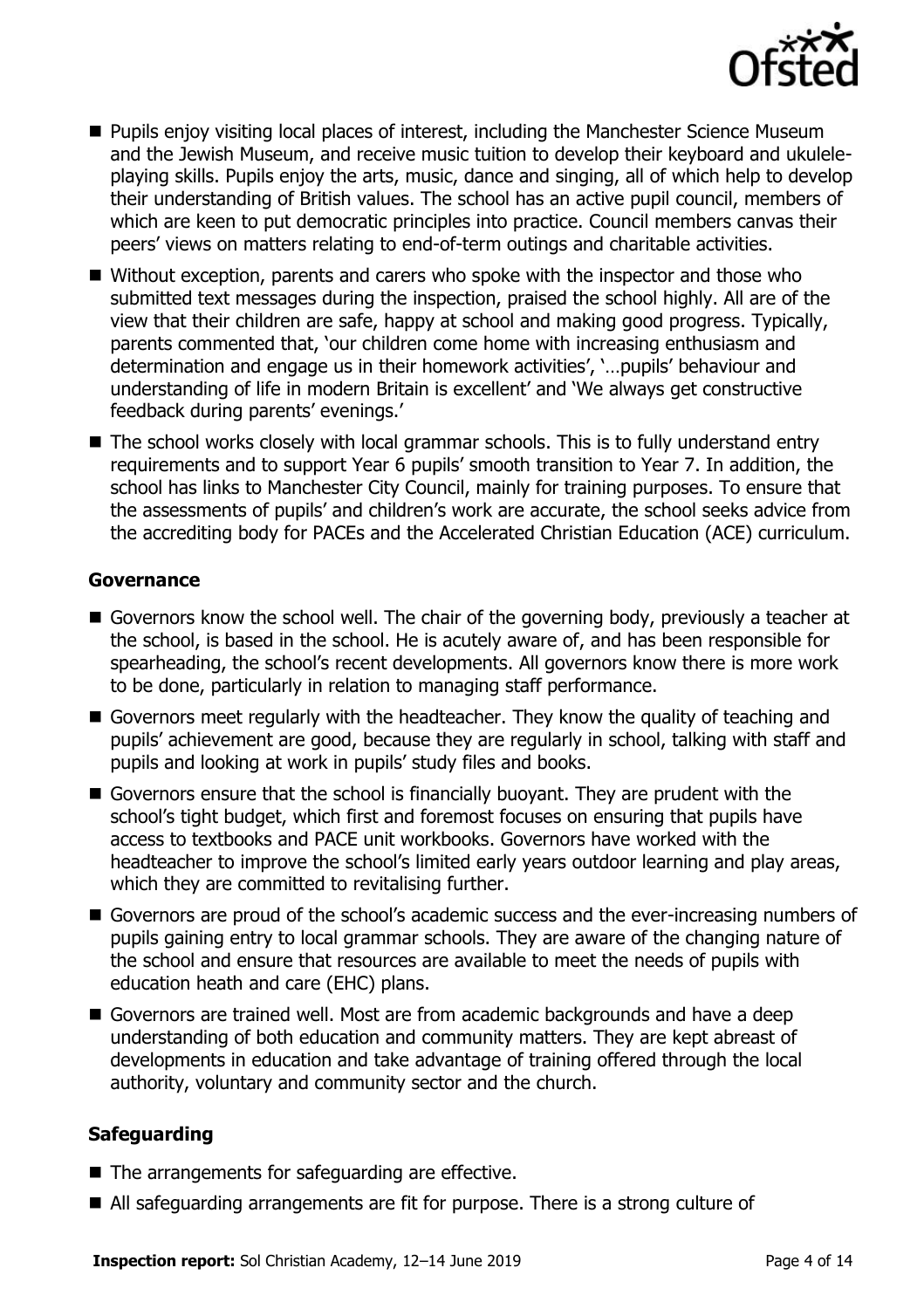- Pupils enjoy visiting local places of interest, including the Manchester Science Museum and the Jewish Museum, and receive music tuition to develop their keyboard and ukulele-playing skills. Pupils enjoy the arts, music, dance and singing, all of which help to develop their understanding of British values. The school has an active pupil council, members of which are keen to put democratic principles into practice. Council members canvas their peers' views on matters relating to end-of-term outings and charitable activities.
- Without exception, parents and carers who spoke with the inspector and those who submitted text messages during the inspection, praised the school highly. All are of the view that their children are safe, happy at school and making good progress. Typically, parents commented that, 'our children come home with increasing enthusiasm and determination and engage us in their homework activities', '…pupils' behaviour and understanding of life in modern Britain is excellent' and 'We always get constructive feedback during parents' evenings.'
- The school works closely with local grammar schools. This is to fully understand entry requirements and to support Year 6 pupils' smooth transition to Year 7. In addition, the school has links to Manchester City Council, mainly for training purposes. To ensure that the assessments of pupils' and children's work are accurate, the school seeks advice from the accrediting body for PACEs and the Accelerated Christian Education (ACE) curriculum.

### Governance

- Governors know the school well. The chair of the governing body, previously a teacher at the school, is based in the school. He is acutely aware of, and has been responsible for spearheading, the school's recent developments. All governors know there is more work to be done, particularly in relation to managing staff performance.
- Governors meet regularly with the headteacher. They know the quality of teaching and pupils' achievement are good, because they are regularly in school, talking with staff and pupils and looking at work in pupils' study files and books.
- Governors ensure that the school is financially buoyant. They are prudent with the school's tight budget, which first and foremost focuses on ensuring that pupils have access to textbooks and PACE unit workbooks. Governors have worked with the headteacher to improve the school's limited early years outdoor learning and play areas, which they are committed to revitalising further.
- Governors are proud of the school's academic success and the ever-increasing numbers of pupils gaining entry to local grammar schools. They are aware of the changing nature of the school and ensure that resources are available to meet the needs of pupils with education heath and care (EHC) plans.
- Governors are trained well. Most are from academic backgrounds and have a deep understanding of both education and community matters. They are kept abreast of developments in education and take advantage of training offered through the local authority, voluntary and community sector and the church.

### Safeguarding

- The arrangements for safeguarding are effective.
- All safeguarding arrangements are fit for purpose. There is a strong culture of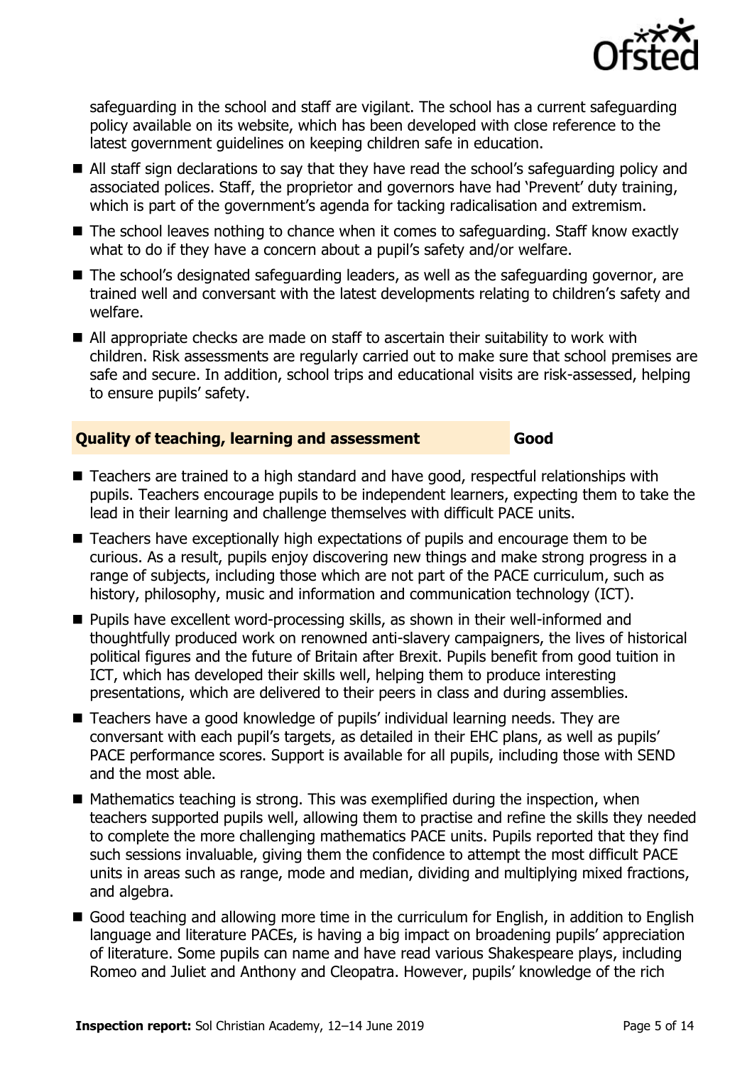safeguarding in the school and staff are vigilant. The school has a current safeguarding policy available on its website, which has been developed with close reference to the latest government guidelines on keeping children safe in education.

- All staff sign declarations to say that they have read the school's safeguarding policy and associated polices. Staff, the proprietor and governors have had 'Prevent' duty training, which is part of the government's agenda for tacking radicalisation and extremism.
- The school leaves nothing to chance when it comes to safeguarding. Staff know exactly what to do if they have a concern about a pupil's safety and/or welfare.
- The school's designated safeguarding leaders, as well as the safeguarding governor, are trained well and conversant with the latest developments relating to children's safety and welfare.
- All appropriate checks are made on staff to ascertain their suitability to work with children. Risk assessments are regularly carried out to make sure that school premises are safe and secure. In addition, school trips and educational visits are risk-assessed, helping to ensure pupils' safety.

## Quality of teaching, learning and assessment — Good

- Teachers are trained to a high standard and have good, respectful relationships with pupils. Teachers encourage pupils to be independent learners, expecting them to take the lead in their learning and challenge themselves with difficult PACE units.
- Teachers have exceptionally high expectations of pupils and encourage them to be curious. As a result, pupils enjoy discovering new things and make strong progress in a range of subjects, including those which are not part of the PACE curriculum, such as history, philosophy, music and information and communication technology (ICT).
- Pupils have excellent word-processing skills, as shown in their well-informed and thoughtfully produced work on renowned anti-slavery campaigners, the lives of historical political figures and the future of Britain after Brexit. Pupils benefit from good tuition in ICT, which has developed their skills well, helping them to produce interesting presentations, which are delivered to their peers in class and during assemblies.
- Teachers have a good knowledge of pupils' individual learning needs. They are conversant with each pupil's targets, as detailed in their EHC plans, as well as pupils' PACE performance scores. Support is available for all pupils, including those with SEND and the most able.
- Mathematics teaching is strong. This was exemplified during the inspection, when teachers supported pupils well, allowing them to practise and refine the skills they needed to complete the more challenging mathematics PACE units. Pupils reported that they find such sessions invaluable, giving them the confidence to attempt the most difficult PACE units in areas such as range, mode and median, dividing and multiplying mixed fractions, and algebra.
- Good teaching and allowing more time in the curriculum for English, in addition to English language and literature PACEs, is having a big impact on broadening pupils' appreciation of literature. Some pupils can name and have read various Shakespeare plays, including Romeo and Juliet and Anthony and Cleopatra. However, pupils' knowledge of the rich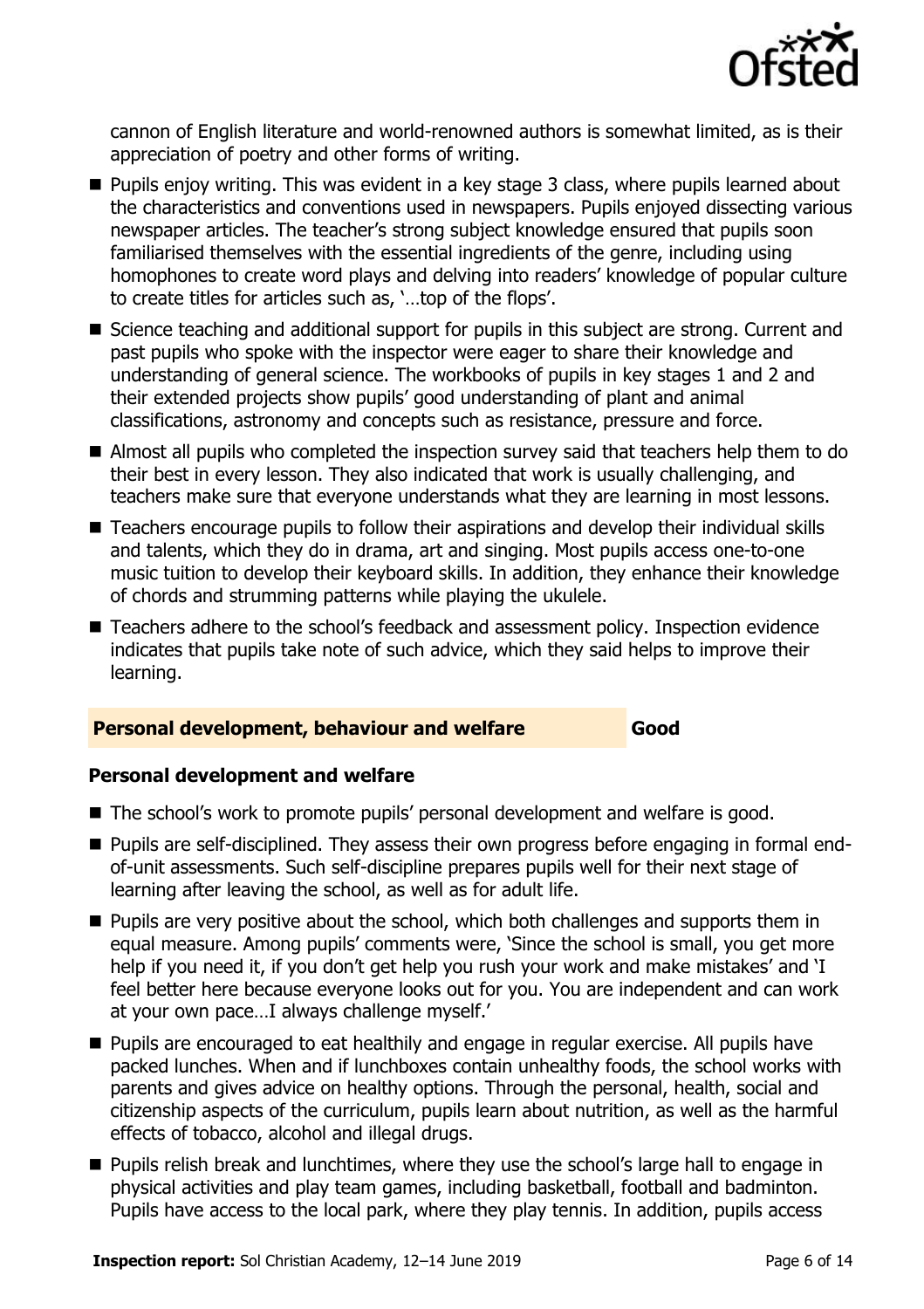cannon of English literature and world-renowned authors is somewhat limited, as is their appreciation of poetry and other forms of writing.

- Pupils enjoy writing. This was evident in a key stage 3 class, where pupils learned about the characteristics and conventions used in newspapers. Pupils enjoyed dissecting various newspaper articles. The teacher's strong subject knowledge ensured that pupils soon familiarised themselves with the essential ingredients of the genre, including using homophones to create word plays and delving into readers' knowledge of popular culture to create titles for articles such as, '…top of the flops'.
- Science teaching and additional support for pupils in this subject are strong. Current and past pupils who spoke with the inspector were eager to share their knowledge and understanding of general science. The workbooks of pupils in key stages 1 and 2 and their extended projects show pupils' good understanding of plant and animal classifications, astronomy and concepts such as resistance, pressure and force.
- Almost all pupils who completed the inspection survey said that teachers help them to do their best in every lesson. They also indicated that work is usually challenging, and teachers make sure that everyone understands what they are learning in most lessons.
- Teachers encourage pupils to follow their aspirations and develop their individual skills and talents, which they do in drama, art and singing. Most pupils access one-to-one music tuition to develop their keyboard skills. In addition, they enhance their knowledge of chords and strumming patterns while playing the ukulele.
- Teachers adhere to the school's feedback and assessment policy. Inspection evidence indicates that pupils take note of such advice, which they said helps to improve their learning.

## Personal development, behaviour and welfare — Good

### Personal development and welfare

- The school's work to promote pupils' personal development and welfare is good.
- Pupils are self-disciplined. They assess their own progress before engaging in formal end-of-unit assessments. Such self-discipline prepares pupils well for their next stage of learning after leaving the school, as well as for adult life.
- Pupils are very positive about the school, which both challenges and supports them in equal measure. Among pupils' comments were, 'Since the school is small, you get more help if you need it, if you don't get help you rush your work and make mistakes' and 'I feel better here because everyone looks out for you. You are independent and can work at your own pace…I always challenge myself.'
- Pupils are encouraged to eat healthily and engage in regular exercise. All pupils have packed lunches. When and if lunchboxes contain unhealthy foods, the school works with parents and gives advice on healthy options. Through the personal, health, social and citizenship aspects of the curriculum, pupils learn about nutrition, as well as the harmful effects of tobacco, alcohol and illegal drugs.
- Pupils relish break and lunchtimes, where they use the school's large hall to engage in physical activities and play team games, including basketball, football and badminton. Pupils have access to the local park, where they play tennis. In addition, pupils access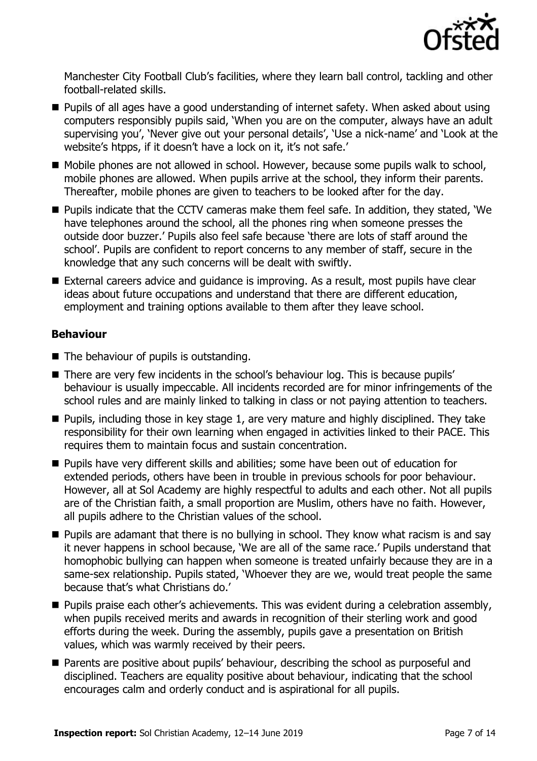Manchester City Football Club's facilities, where they learn ball control, tackling and other football-related skills.

- Pupils of all ages have a good understanding of internet safety. When asked about using computers responsibly pupils said, 'When you are on the computer, always have an adult supervising you', 'Never give out your personal details', 'Use a nick-name' and 'Look at the website's htpps, if it doesn't have a lock on it, it's not safe.'
- Mobile phones are not allowed in school. However, because some pupils walk to school, mobile phones are allowed. When pupils arrive at the school, they inform their parents. Thereafter, mobile phones are given to teachers to be looked after for the day.
- Pupils indicate that the CCTV cameras make them feel safe. In addition, they stated, 'We have telephones around the school, all the phones ring when someone presses the outside door buzzer.' Pupils also feel safe because 'there are lots of staff around the school'. Pupils are confident to report concerns to any member of staff, secure in the knowledge that any such concerns will be dealt with swiftly.
- External careers advice and guidance is improving. As a result, most pupils have clear ideas about future occupations and understand that there are different education, employment and training options available to them after they leave school.

### Behaviour

- The behaviour of pupils is outstanding.
- There are very few incidents in the school's behaviour log. This is because pupils' behaviour is usually impeccable. All incidents recorded are for minor infringements of the school rules and are mainly linked to talking in class or not paying attention to teachers.
- Pupils, including those in key stage 1, are very mature and highly disciplined. They take responsibility for their own learning when engaged in activities linked to their PACE. This requires them to maintain focus and sustain concentration.
- Pupils have very different skills and abilities; some have been out of education for extended periods, others have been in trouble in previous schools for poor behaviour. However, all at Sol Academy are highly respectful to adults and each other. Not all pupils are of the Christian faith, a small proportion are Muslim, others have no faith. However, all pupils adhere to the Christian values of the school.
- Pupils are adamant that there is no bullying in school. They know what racism is and say it never happens in school because, 'We are all of the same race.' Pupils understand that homophobic bullying can happen when someone is treated unfairly because they are in a same-sex relationship. Pupils stated, 'Whoever they are we, would treat people the same because that's what Christians do.'
- Pupils praise each other's achievements. This was evident during a celebration assembly, when pupils received merits and awards in recognition of their sterling work and good efforts during the week. During the assembly, pupils gave a presentation on British values, which was warmly received by their peers.
- Parents are positive about pupils' behaviour, describing the school as purposeful and disciplined. Teachers are equality positive about behaviour, indicating that the school encourages calm and orderly conduct and is aspirational for all pupils.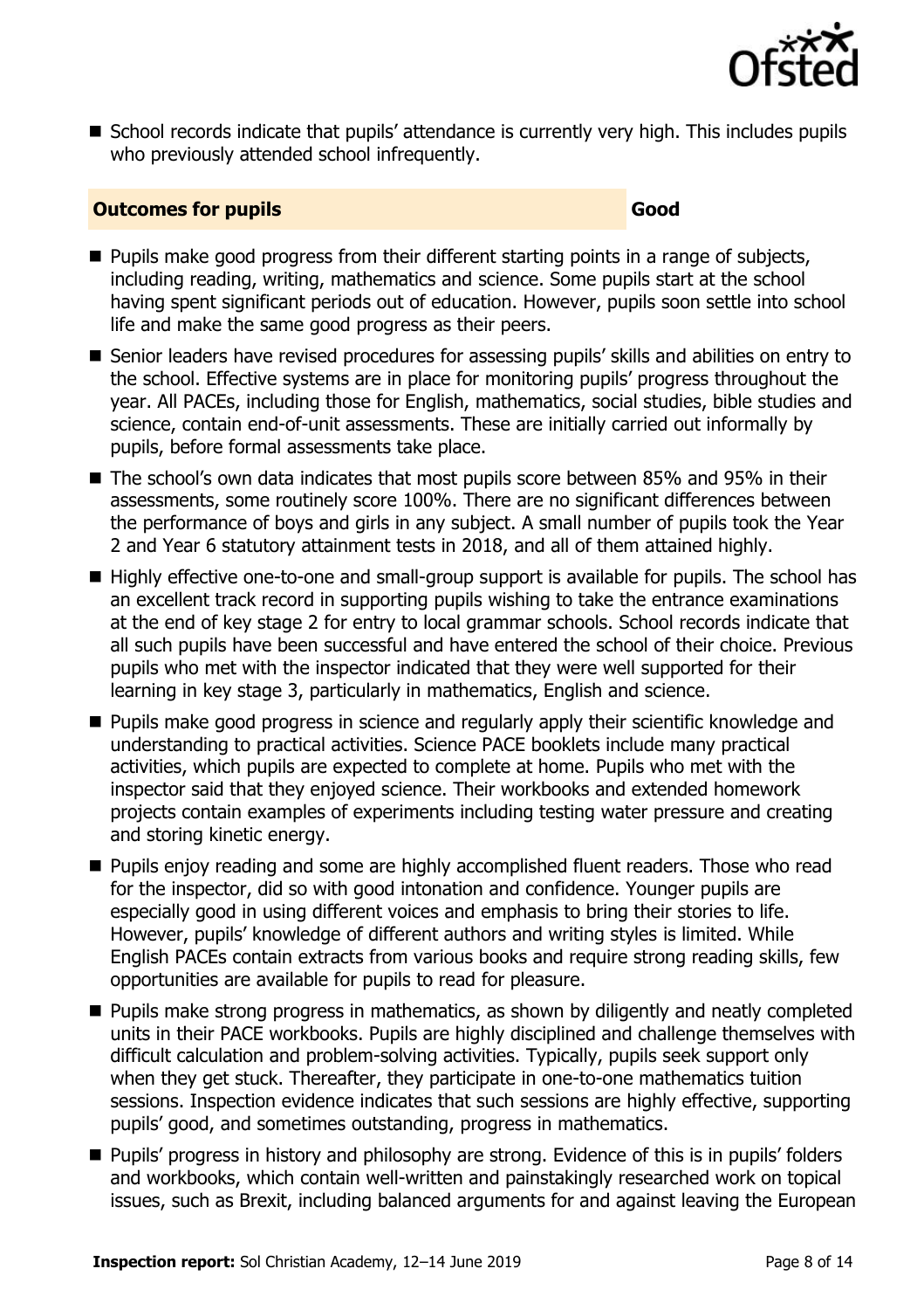- School records indicate that pupils' attendance is currently very high. This includes pupils who previously attended school infrequently.

| **Outcomes for pupils** | **Good** |
| --- | --- |

- Pupils make good progress from their different starting points in a range of subjects, including reading, writing, mathematics and science. Some pupils start at the school having spent significant periods out of education. However, pupils soon settle into school life and make the same good progress as their peers.
- Senior leaders have revised procedures for assessing pupils' skills and abilities on entry to the school. Effective systems are in place for monitoring pupils' progress throughout the year. All PACEs, including those for English, mathematics, social studies, bible studies and science, contain end-of-unit assessments. These are initially carried out informally by pupils, before formal assessments take place.
- The school's own data indicates that most pupils score between 85% and 95% in their assessments, some routinely score 100%. There are no significant differences between the performance of boys and girls in any subject. A small number of pupils took the Year 2 and Year 6 statutory attainment tests in 2018, and all of them attained highly.
- Highly effective one-to-one and small-group support is available for pupils. The school has an excellent track record in supporting pupils wishing to take the entrance examinations at the end of key stage 2 for entry to local grammar schools. School records indicate that all such pupils have been successful and have entered the school of their choice. Previous pupils who met with the inspector indicated that they were well supported for their learning in key stage 3, particularly in mathematics, English and science.
- Pupils make good progress in science and regularly apply their scientific knowledge and understanding to practical activities. Science PACE booklets include many practical activities, which pupils are expected to complete at home. Pupils who met with the inspector said that they enjoyed science. Their workbooks and extended homework projects contain examples of experiments including testing water pressure and creating and storing kinetic energy.
- Pupils enjoy reading and some are highly accomplished fluent readers. Those who read for the inspector, did so with good intonation and confidence. Younger pupils are especially good in using different voices and emphasis to bring their stories to life. However, pupils' knowledge of different authors and writing styles is limited. While English PACEs contain extracts from various books and require strong reading skills, few opportunities are available for pupils to read for pleasure.
- Pupils make strong progress in mathematics, as shown by diligently and neatly completed units in their PACE workbooks. Pupils are highly disciplined and challenge themselves with difficult calculation and problem-solving activities. Typically, pupils seek support only when they get stuck. Thereafter, they participate in one-to-one mathematics tuition sessions. Inspection evidence indicates that such sessions are highly effective, supporting pupils' good, and sometimes outstanding, progress in mathematics.
- Pupils' progress in history and philosophy are strong. Evidence of this is in pupils' folders and workbooks, which contain well-written and painstakingly researched work on topical issues, such as Brexit, including balanced arguments for and against leaving the European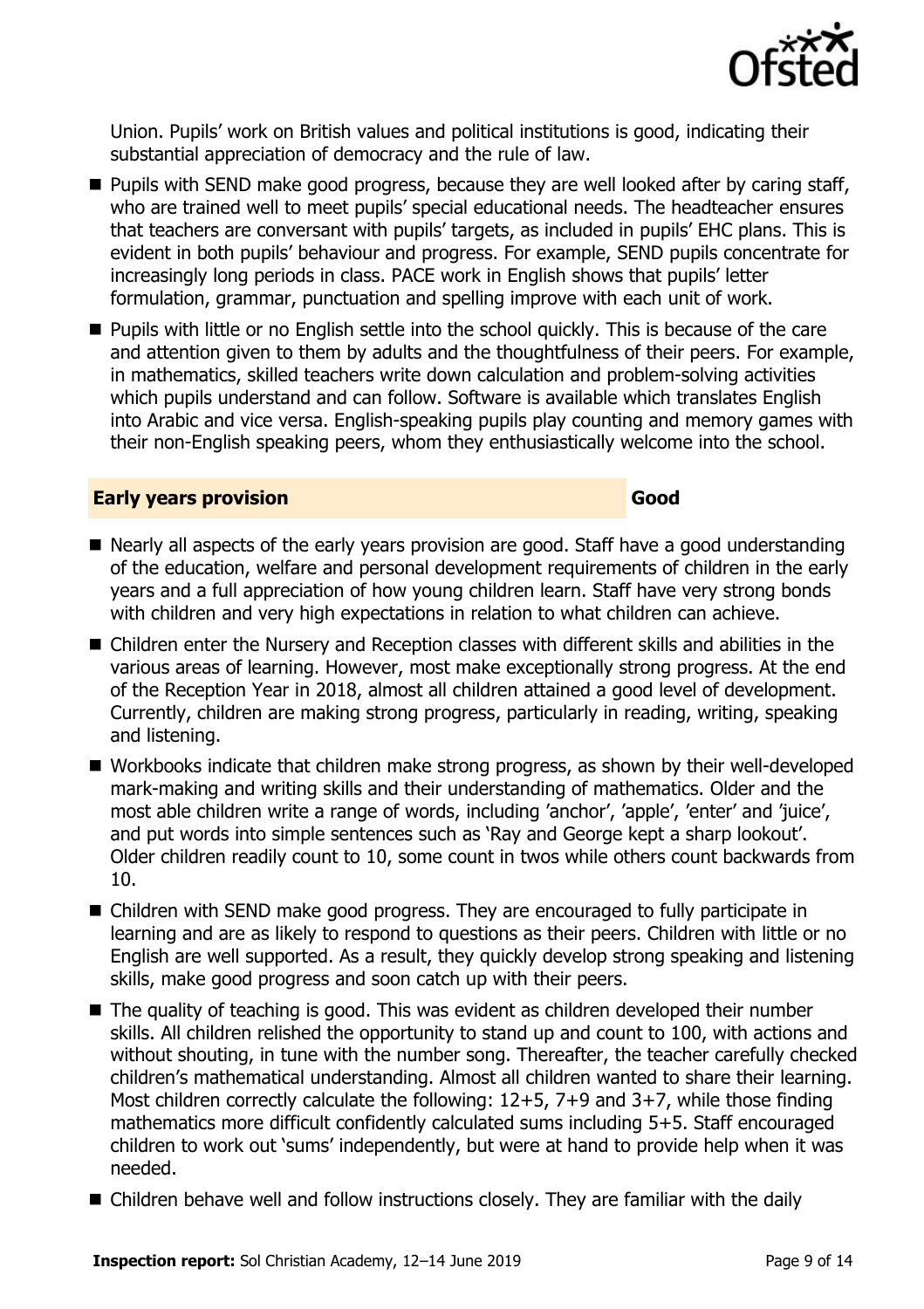Union. Pupils' work on British values and political institutions is good, indicating their substantial appreciation of democracy and the rule of law.

- Pupils with SEND make good progress, because they are well looked after by caring staff, who are trained well to meet pupils' special educational needs. The headteacher ensures that teachers are conversant with pupils' targets, as included in pupils' EHC plans. This is evident in both pupils' behaviour and progress. For example, SEND pupils concentrate for increasingly long periods in class. PACE work in English shows that pupils' letter formulation, grammar, punctuation and spelling improve with each unit of work.
- Pupils with little or no English settle into the school quickly. This is because of the care and attention given to them by adults and the thoughtfulness of their peers. For example, in mathematics, skilled teachers write down calculation and problem-solving activities which pupils understand and can follow. Software is available which translates English into Arabic and vice versa. English-speaking pupils play counting and memory games with their non-English speaking peers, whom they enthusiastically welcome into the school.

## Early years provision — Good

- Nearly all aspects of the early years provision are good. Staff have a good understanding of the education, welfare and personal development requirements of children in the early years and a full appreciation of how young children learn. Staff have very strong bonds with children and very high expectations in relation to what children can achieve.
- Children enter the Nursery and Reception classes with different skills and abilities in the various areas of learning. However, most make exceptionally strong progress. At the end of the Reception Year in 2018, almost all children attained a good level of development. Currently, children are making strong progress, particularly in reading, writing, speaking and listening.
- Workbooks indicate that children make strong progress, as shown by their well-developed mark-making and writing skills and their understanding of mathematics. Older and the most able children write a range of words, including 'anchor', 'apple', 'enter' and 'juice', and put words into simple sentences such as 'Ray and George kept a sharp lookout'. Older children readily count to 10, some count in twos while others count backwards from 10.
- Children with SEND make good progress. They are encouraged to fully participate in learning and are as likely to respond to questions as their peers. Children with little or no English are well supported. As a result, they quickly develop strong speaking and listening skills, make good progress and soon catch up with their peers.
- The quality of teaching is good. This was evident as children developed their number skills. All children relished the opportunity to stand up and count to 100, with actions and without shouting, in tune with the number song. Thereafter, the teacher carefully checked children's mathematical understanding. Almost all children wanted to share their learning. Most children correctly calculate the following: 12+5, 7+9 and 3+7, while those finding mathematics more difficult confidently calculated sums including 5+5. Staff encouraged children to work out 'sums' independently, but were at hand to provide help when it was needed.
- Children behave well and follow instructions closely. They are familiar with the daily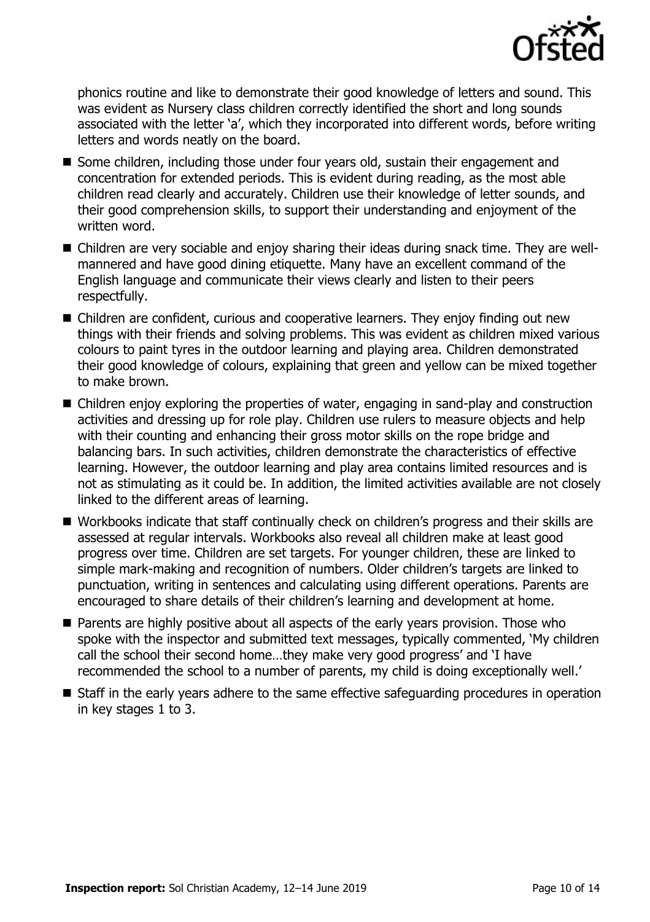phonics routine and like to demonstrate their good knowledge of letters and sound. This was evident as Nursery class children correctly identified the short and long sounds associated with the letter 'a', which they incorporated into different words, before writing letters and words neatly on the board.

- Some children, including those under four years old, sustain their engagement and concentration for extended periods. This is evident during reading, as the most able children read clearly and accurately. Children use their knowledge of letter sounds, and their good comprehension skills, to support their understanding and enjoyment of the written word.
- Children are very sociable and enjoy sharing their ideas during snack time. They are well-mannered and have good dining etiquette. Many have an excellent command of the English language and communicate their views clearly and listen to their peers respectfully.
- Children are confident, curious and cooperative learners. They enjoy finding out new things with their friends and solving problems. This was evident as children mixed various colours to paint tyres in the outdoor learning and playing area. Children demonstrated their good knowledge of colours, explaining that green and yellow can be mixed together to make brown.
- Children enjoy exploring the properties of water, engaging in sand-play and construction activities and dressing up for role play. Children use rulers to measure objects and help with their counting and enhancing their gross motor skills on the rope bridge and balancing bars. In such activities, children demonstrate the characteristics of effective learning. However, the outdoor learning and play area contains limited resources and is not as stimulating as it could be. In addition, the limited activities available are not closely linked to the different areas of learning.
- Workbooks indicate that staff continually check on children's progress and their skills are assessed at regular intervals. Workbooks also reveal all children make at least good progress over time. Children are set targets. For younger children, these are linked to simple mark-making and recognition of numbers. Older children's targets are linked to punctuation, writing in sentences and calculating using different operations. Parents are encouraged to share details of their children's learning and development at home.
- Parents are highly positive about all aspects of the early years provision. Those who spoke with the inspector and submitted text messages, typically commented, 'My children call the school their second home…they make very good progress' and 'I have recommended the school to a number of parents, my child is doing exceptionally well.'
- Staff in the early years adhere to the same effective safeguarding procedures in operation in key stages 1 to 3.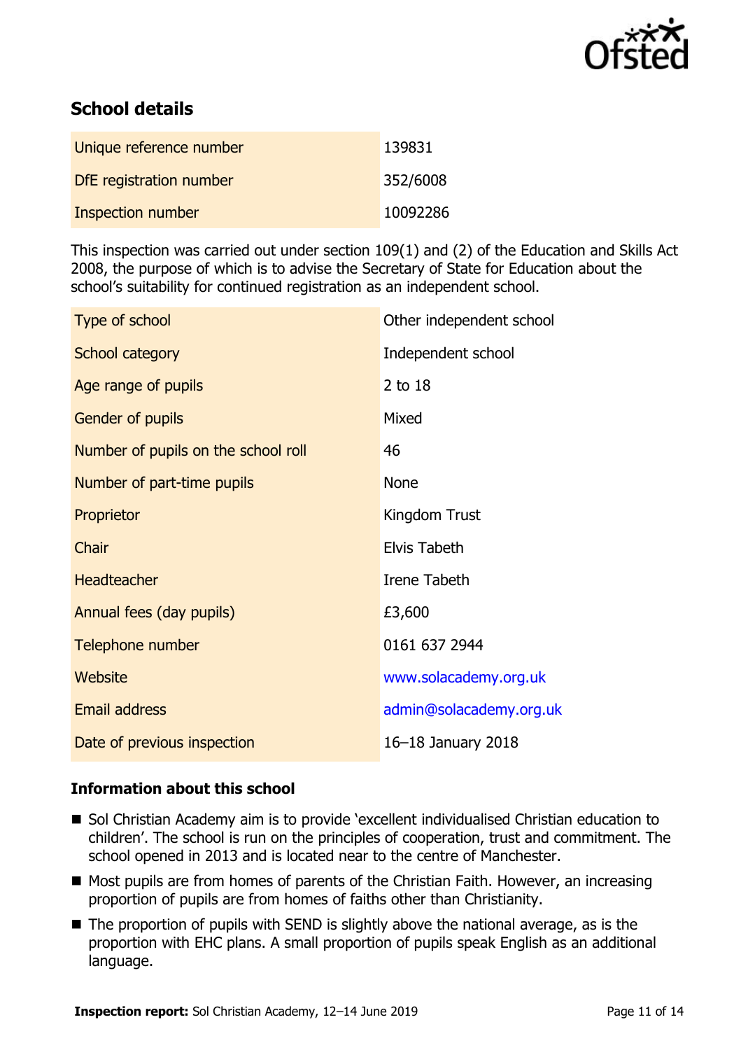## School details

| | |
|---|---|
| Unique reference number | 139831 |
| DfE registration number | 352/6008 |
| Inspection number | 10092286 |

This inspection was carried out under section 109(1) and (2) of the Education and Skills Act 2008, the purpose of which is to advise the Secretary of State for Education about the school's suitability for continued registration as an independent school.

| | |
|---|---|
| Type of school | Other independent school |
| School category | Independent school |
| Age range of pupils | 2 to 18 |
| Gender of pupils | Mixed |
| Number of pupils on the school roll | 46 |
| Number of part-time pupils | None |
| Proprietor | Kingdom Trust |
| Chair | Elvis Tabeth |
| Headteacher | Irene Tabeth |
| Annual fees (day pupils) | £3,600 |
| Telephone number | 0161 637 2944 |
| Website | www.solacademy.org.uk |
| Email address | admin@solacademy.org.uk |
| Date of previous inspection | 16–18 January 2018 |

### Information about this school

- Sol Christian Academy aim is to provide 'excellent individualised Christian education to children'. The school is run on the principles of cooperation, trust and commitment. The school opened in 2013 and is located near to the centre of Manchester.
- Most pupils are from homes of parents of the Christian Faith. However, an increasing proportion of pupils are from homes of faiths other than Christianity.
- The proportion of pupils with SEND is slightly above the national average, as is the proportion with EHC plans. A small proportion of pupils speak English as an additional language.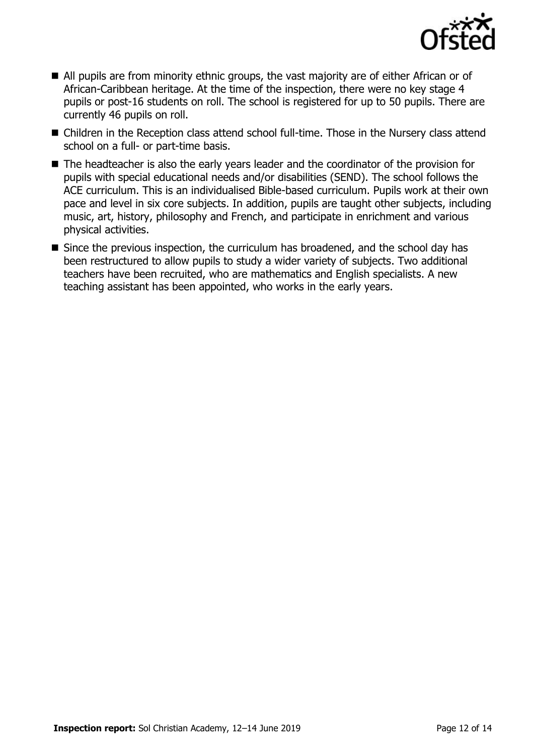- All pupils are from minority ethnic groups, the vast majority are of either African or of African-Caribbean heritage. At the time of the inspection, there were no key stage 4 pupils or post-16 students on roll. The school is registered for up to 50 pupils. There are currently 46 pupils on roll.
- Children in the Reception class attend school full-time. Those in the Nursery class attend school on a full- or part-time basis.
- The headteacher is also the early years leader and the coordinator of the provision for pupils with special educational needs and/or disabilities (SEND). The school follows the ACE curriculum. This is an individualised Bible-based curriculum. Pupils work at their own pace and level in six core subjects. In addition, pupils are taught other subjects, including music, art, history, philosophy and French, and participate in enrichment and various physical activities.
- Since the previous inspection, the curriculum has broadened, and the school day has been restructured to allow pupils to study a wider variety of subjects. Two additional teachers have been recruited, who are mathematics and English specialists. A new teaching assistant has been appointed, who works in the early years.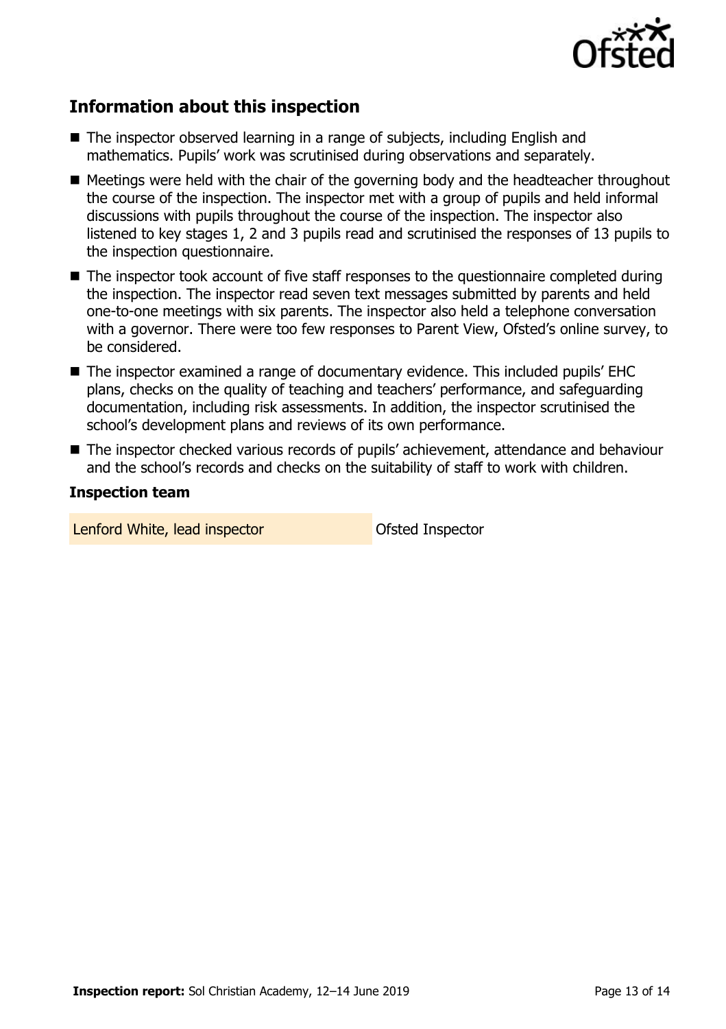## Information about this inspection

- The inspector observed learning in a range of subjects, including English and mathematics. Pupils' work was scrutinised during observations and separately.
- Meetings were held with the chair of the governing body and the headteacher throughout the course of the inspection. The inspector met with a group of pupils and held informal discussions with pupils throughout the course of the inspection. The inspector also listened to key stages 1, 2 and 3 pupils read and scrutinised the responses of 13 pupils to the inspection questionnaire.
- The inspector took account of five staff responses to the questionnaire completed during the inspection. The inspector read seven text messages submitted by parents and held one-to-one meetings with six parents. The inspector also held a telephone conversation with a governor. There were too few responses to Parent View, Ofsted's online survey, to be considered.
- The inspector examined a range of documentary evidence. This included pupils' EHC plans, checks on the quality of teaching and teachers' performance, and safeguarding documentation, including risk assessments. In addition, the inspector scrutinised the school's development plans and reviews of its own performance.
- The inspector checked various records of pupils' achievement, attendance and behaviour and the school's records and checks on the suitability of staff to work with children.

### Inspection team

| | |
|---|---|
| Lenford White, lead inspector | Ofsted Inspector |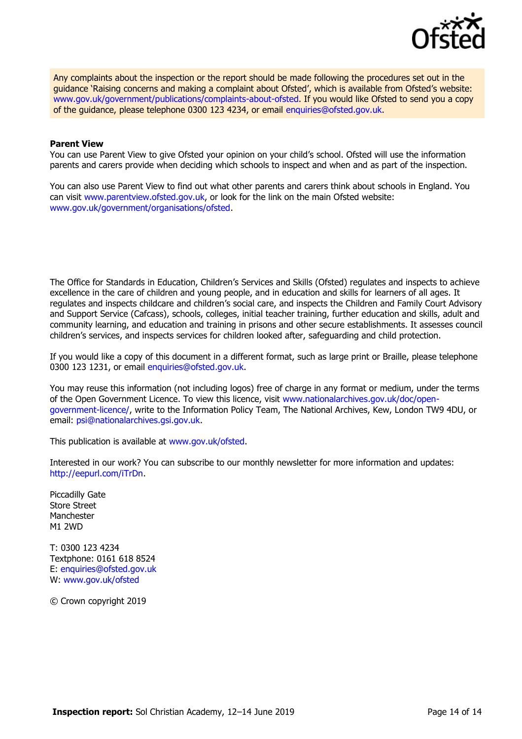Any complaints about the inspection or the report should be made following the procedures set out in the guidance 'Raising concerns and making a complaint about Ofsted', which is available from Ofsted's website: www.gov.uk/government/publications/complaints-about-ofsted. If you would like Ofsted to send you a copy of the guidance, please telephone 0300 123 4234, or email enquiries@ofsted.gov.uk.

**Parent View**

You can use Parent View to give Ofsted your opinion on your child's school. Ofsted will use the information parents and carers provide when deciding which schools to inspect and when and as part of the inspection.

You can also use Parent View to find out what other parents and carers think about schools in England. You can visit www.parentview.ofsted.gov.uk, or look for the link on the main Ofsted website: www.gov.uk/government/organisations/ofsted.

The Office for Standards in Education, Children's Services and Skills (Ofsted) regulates and inspects to achieve excellence in the care of children and young people, and in education and skills for learners of all ages. It regulates and inspects childcare and children's social care, and inspects the Children and Family Court Advisory and Support Service (Cafcass), schools, colleges, initial teacher training, further education and skills, adult and community learning, and education and training in prisons and other secure establishments. It assesses council children's services, and inspects services for children looked after, safeguarding and child protection.

If you would like a copy of this document in a different format, such as large print or Braille, please telephone 0300 123 1231, or email enquiries@ofsted.gov.uk.

You may reuse this information (not including logos) free of charge in any format or medium, under the terms of the Open Government Licence. To view this licence, visit www.nationalarchives.gov.uk/doc/open-government-licence/, write to the Information Policy Team, The National Archives, Kew, London TW9 4DU, or email: psi@nationalarchives.gsi.gov.uk.

This publication is available at www.gov.uk/ofsted.

Interested in our work? You can subscribe to our monthly newsletter for more information and updates: http://eepurl.com/iTrDn.

Piccadilly Gate
Store Street
Manchester
M1 2WD

T: 0300 123 4234
Textphone: 0161 618 8524
E: enquiries@ofsted.gov.uk
W: www.gov.uk/ofsted

© Crown copyright 2019